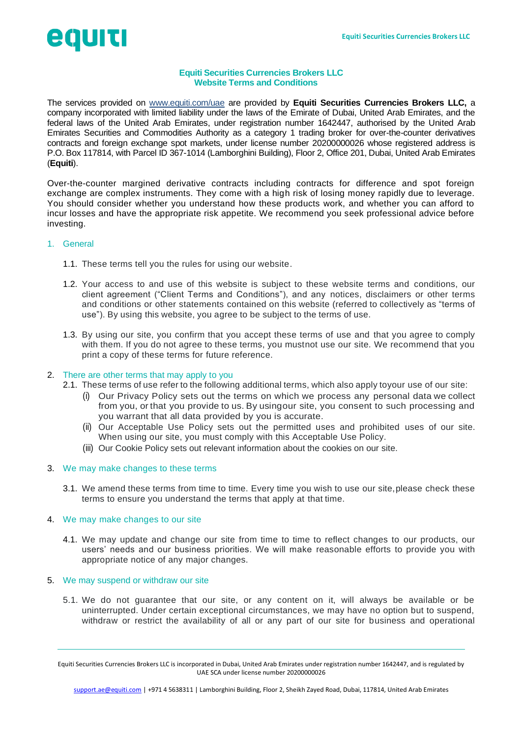# Equiti Securities Currencies Brokers LLC
# Website Terms and Conditions

The services provided on [www.equiti.com/uae](www.equiti.com/uae) are provided by **Equiti Securities Currencies Brokers LLC,** a company incorporated with limited liability under the laws of the Emirate of Dubai, United Arab Emirates, and the federal laws of the United Arab Emirates, under registration number 1642447, authorised by the United Arab Emirates Securities and Commodities Authority as a category 1 trading broker for over-the-counter derivatives contracts and foreign exchange spot markets, under license number 20200000026 whose registered address is P.O. Box 117814, with Parcel ID 367-1014 (Lamborghini Building), Floor 2, Office 201, Dubai, United Arab Emirates (**Equiti**).

Over-the-counter margined derivative contracts including contracts for difference and spot foreign exchange are complex instruments. They come with a high risk of losing money rapidly due to leverage. You should consider whether you understand how these products work, and whether you can afford to incur losses and have the appropriate risk appetite. We recommend you seek professional advice before investing.

## 1. General

1.1. These terms tell you the rules for using our website.

1.2. Your access to and use of this website is subject to these website terms and conditions, our client agreement ("Client Terms and Conditions"), and any notices, disclaimers or other terms and conditions or other statements contained on this website (referred to collectively as "terms of use"). By using this website, you agree to be subject to the terms of use.

1.3. By using our site, you confirm that you accept these terms of use and that you agree to comply with them. If you do not agree to these terms, you mustnot use our site. We recommend that you print a copy of these terms for future reference.

## 2. There are other terms that may apply to you

2.1. These terms of use refer to the following additional terms, which also apply toyour use of our site:

(i) Our Privacy Policy sets out the terms on which we process any personal data we collect from you, or that you provide to us. By usingour site, you consent to such processing and you warrant that all data provided by you is accurate.

(ii) Our Acceptable Use Policy sets out the permitted uses and prohibited uses of our site. When using our site, you must comply with this Acceptable Use Policy.

(iii) Our Cookie Policy sets out relevant information about the cookies on our site.

## 3. We may make changes to these terms

3.1. We amend these terms from time to time. Every time you wish to use our site, please check these terms to ensure you understand the terms that apply at that time.

## 4. We may make changes to our site

4.1. We may update and change our site from time to time to reflect changes to our products, our users' needs and our business priorities. We will make reasonable efforts to provide you with appropriate notice of any major changes.

## 5. We may suspend or withdraw our site

5.1. We do not guarantee that our site, or any content on it, will always be available or be uninterrupted. Under certain exceptional circumstances, we may have no option but to suspend, withdraw or restrict the availability of all or any part of our site for business and operational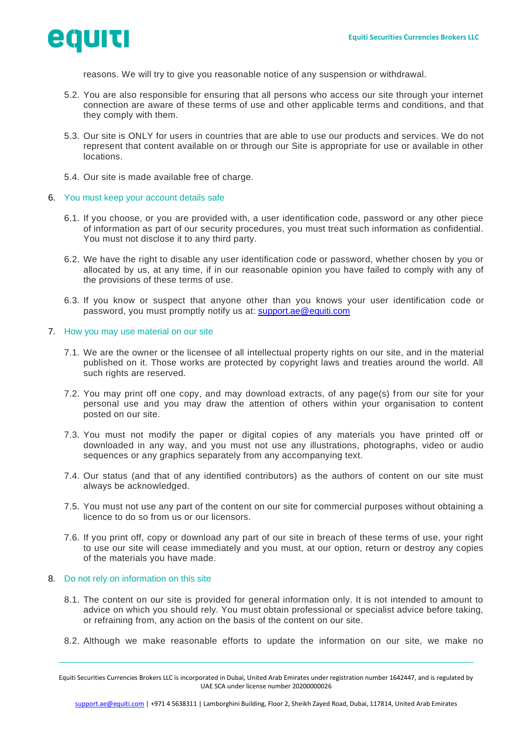reasons. We will try to give you reasonable notice of any suspension or withdrawal.

5.2. You are also responsible for ensuring that all persons who access our site through your internet connection are aware of these terms of use and other applicable terms and conditions, and that they comply with them.

5.3. Our site is ONLY for users in countries that are able to use our products and services. We do not represent that content available on or through our Site is appropriate for use or available in other locations.

5.4. Our site is made available free of charge.

## 6. You must keep your account details safe

6.1. If you choose, or you are provided with, a user identification code, password or any other piece of information as part of our security procedures, you must treat such information as confidential. You must not disclose it to any third party.

6.2. We have the right to disable any user identification code or password, whether chosen by you or allocated by us, at any time, if in our reasonable opinion you have failed to comply with any of the provisions of these terms of use.

6.3. If you know or suspect that anyone other than you knows your user identification code or password, you must promptly notify us at: support.ae@equiti.com

## 7. How you may use material on our site

7.1. We are the owner or the licensee of all intellectual property rights on our site, and in the material published on it. Those works are protected by copyright laws and treaties around the world. All such rights are reserved.

7.2. You may print off one copy, and may download extracts, of any page(s) from our site for your personal use and you may draw the attention of others within your organisation to content posted on our site.

7.3. You must not modify the paper or digital copies of any materials you have printed off or downloaded in any way, and you must not use any illustrations, photographs, video or audio sequences or any graphics separately from any accompanying text.

7.4. Our status (and that of any identified contributors) as the authors of content on our site must always be acknowledged.

7.5. You must not use any part of the content on our site for commercial purposes without obtaining a licence to do so from us or our licensors.

7.6. If you print off, copy or download any part of our site in breach of these terms of use, your right to use our site will cease immediately and you must, at our option, return or destroy any copies of the materials you have made.

## 8. Do not rely on information on this site

8.1. The content on our site is provided for general information only. It is not intended to amount to advice on which you should rely. You must obtain professional or specialist advice before taking, or refraining from, any action on the basis of the content on our site.

8.2. Although we make reasonable efforts to update the information on our site, we make no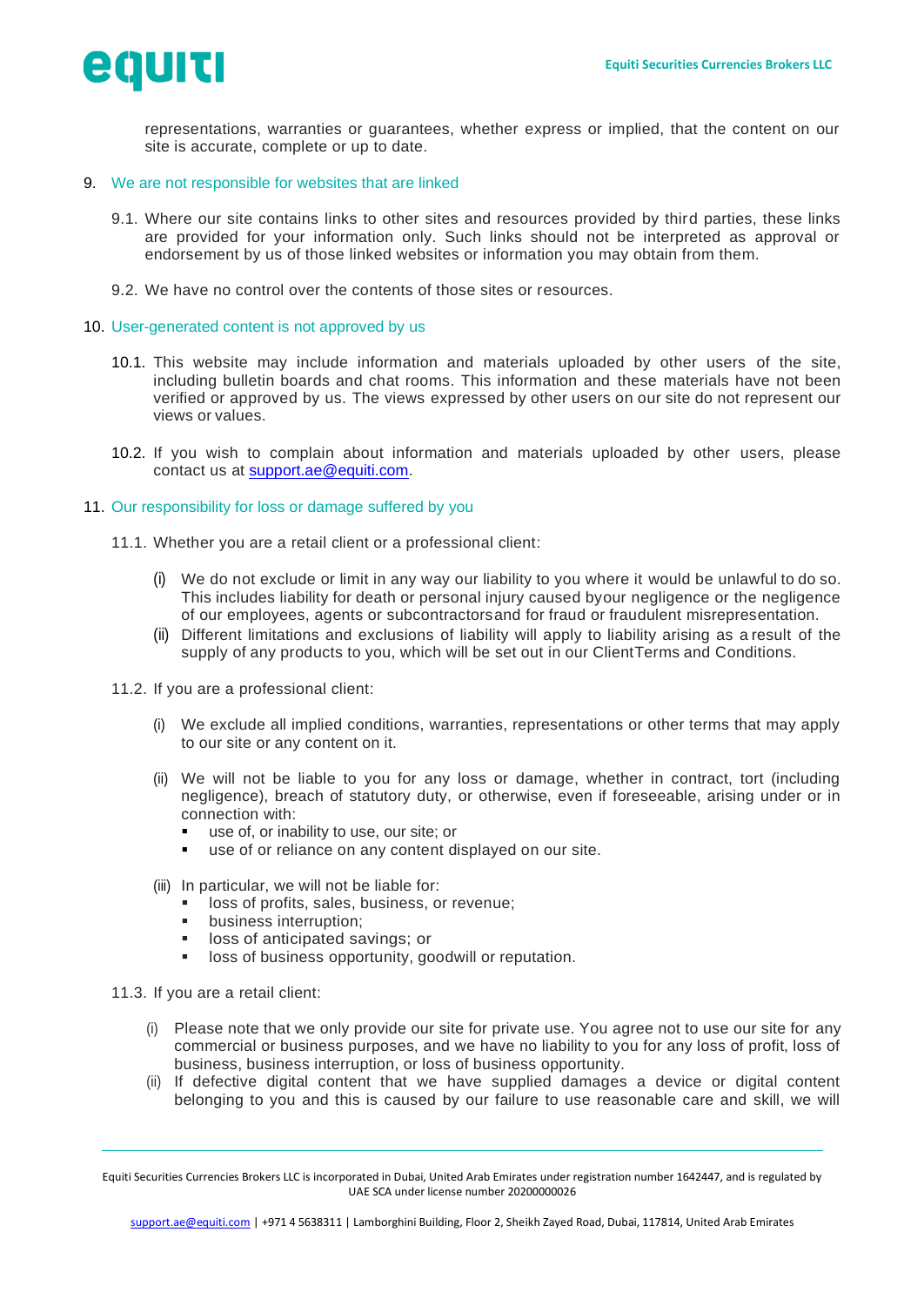representations, warranties or guarantees, whether express or implied, that the content on our site is accurate, complete or up to date.

## 9. We are not responsible for websites that are linked

9.1. Where our site contains links to other sites and resources provided by third parties, these links are provided for your information only. Such links should not be interpreted as approval or endorsement by us of those linked websites or information you may obtain from them.

9.2. We have no control over the contents of those sites or resources.

## 10. User-generated content is not approved by us

10.1. This website may include information and materials uploaded by other users of the site, including bulletin boards and chat rooms. This information and these materials have not been verified or approved by us. The views expressed by other users on our site do not represent our views or values.

10.2. If you wish to complain about information and materials uploaded by other users, please contact us at support.ae@equiti.com.

## 11. Our responsibility for loss or damage suffered by you

11.1. Whether you are a retail client or a professional client:

(i) We do not exclude or limit in any way our liability to you where it would be unlawful to do so. This includes liability for death or personal injury caused byour negligence or the negligence of our employees, agents or subcontractorsand for fraud or fraudulent misrepresentation.

(ii) Different limitations and exclusions of liability will apply to liability arising as a result of the supply of any products to you, which will be set out in our ClientTerms and Conditions.

11.2. If you are a professional client:

(i) We exclude all implied conditions, warranties, representations or other terms that may apply to our site or any content on it.

(ii) We will not be liable to you for any loss or damage, whether in contract, tort (including negligence), breach of statutory duty, or otherwise, even if foreseeable, arising under or in connection with:

- use of, or inability to use, our site; or
- use of or reliance on any content displayed on our site.

(iii) In particular, we will not be liable for:

- loss of profits, sales, business, or revenue;
- business interruption;
- loss of anticipated savings; or
- loss of business opportunity, goodwill or reputation.

11.3. If you are a retail client:

(i) Please note that we only provide our site for private use. You agree not to use our site for any commercial or business purposes, and we have no liability to you for any loss of profit, loss of business, business interruption, or loss of business opportunity.

(ii) If defective digital content that we have supplied damages a device or digital content belonging to you and this is caused by our failure to use reasonable care and skill, we will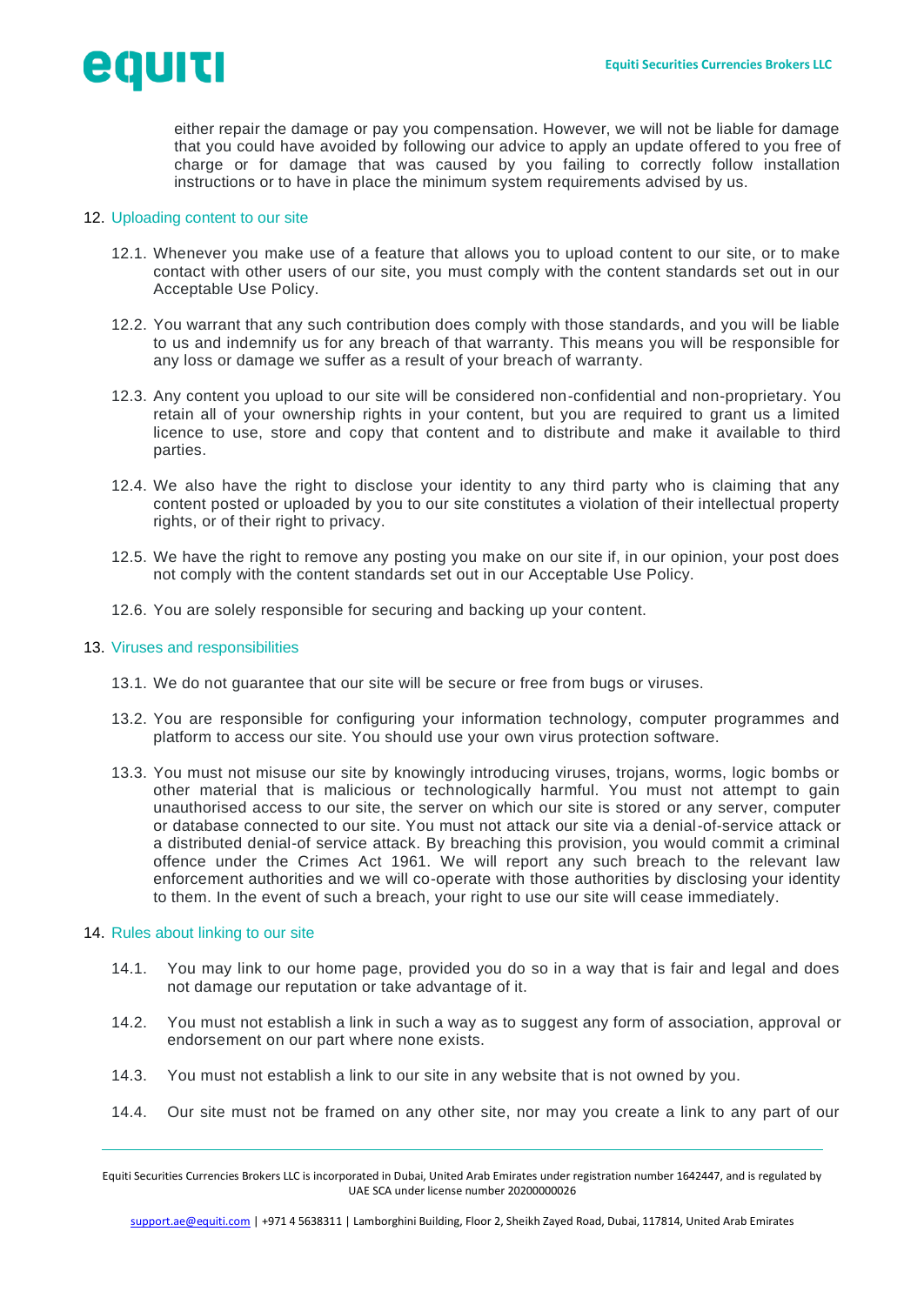either repair the damage or pay you compensation. However, we will not be liable for damage that you could have avoided by following our advice to apply an update offered to you free of charge or for damage that was caused by you failing to correctly follow installation instructions or to have in place the minimum system requirements advised by us.

## 12. Uploading content to our site

12.1. Whenever you make use of a feature that allows you to upload content to our site, or to make contact with other users of our site, you must comply with the content standards set out in our Acceptable Use Policy.

12.2. You warrant that any such contribution does comply with those standards, and you will be liable to us and indemnify us for any breach of that warranty. This means you will be responsible for any loss or damage we suffer as a result of your breach of warranty.

12.3. Any content you upload to our site will be considered non-confidential and non-proprietary. You retain all of your ownership rights in your content, but you are required to grant us a limited licence to use, store and copy that content and to distribute and make it available to third parties.

12.4. We also have the right to disclose your identity to any third party who is claiming that any content posted or uploaded by you to our site constitutes a violation of their intellectual property rights, or of their right to privacy.

12.5. We have the right to remove any posting you make on our site if, in our opinion, your post does not comply with the content standards set out in our Acceptable Use Policy.

12.6. You are solely responsible for securing and backing up your content.

## 13. Viruses and responsibilities

13.1. We do not guarantee that our site will be secure or free from bugs or viruses.

13.2. You are responsible for configuring your information technology, computer programmes and platform to access our site. You should use your own virus protection software.

13.3. You must not misuse our site by knowingly introducing viruses, trojans, worms, logic bombs or other material that is malicious or technologically harmful. You must not attempt to gain unauthorised access to our site, the server on which our site is stored or any server, computer or database connected to our site. You must not attack our site via a denial-of-service attack or a distributed denial-of service attack. By breaching this provision, you would commit a criminal offence under the Crimes Act 1961. We will report any such breach to the relevant law enforcement authorities and we will co-operate with those authorities by disclosing your identity to them. In the event of such a breach, your right to use our site will cease immediately.

## 14. Rules about linking to our site

14.1. You may link to our home page, provided you do so in a way that is fair and legal and does not damage our reputation or take advantage of it.

14.2. You must not establish a link in such a way as to suggest any form of association, approval or endorsement on our part where none exists.

14.3. You must not establish a link to our site in any website that is not owned by you.

14.4. Our site must not be framed on any other site, nor may you create a link to any part of our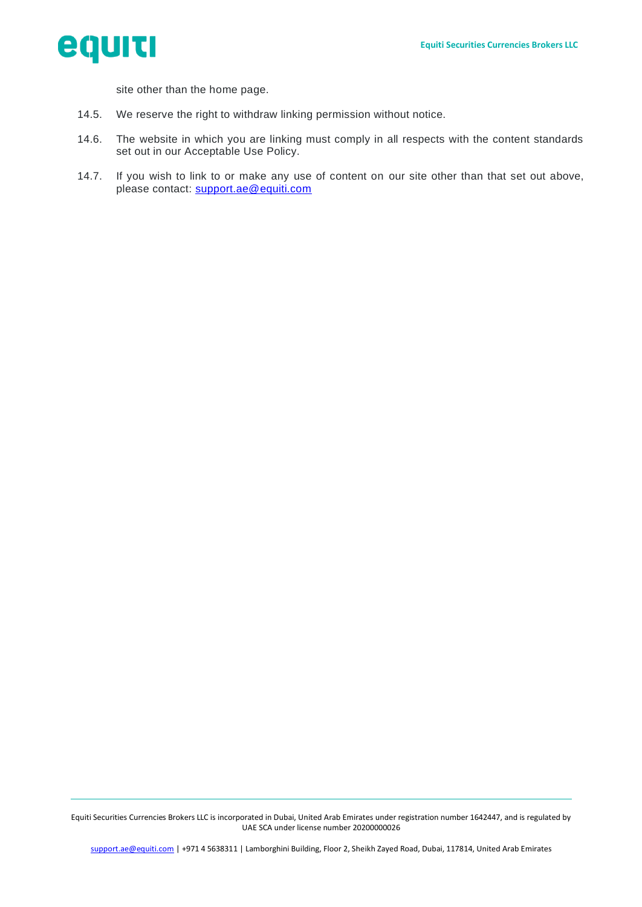site other than the home page.

14.5. We reserve the right to withdraw linking permission without notice.

14.6. The website in which you are linking must comply in all respects with the content standards set out in our Acceptable Use Policy.

14.7. If you wish to link to or make any use of content on our site other than that set out above, please contact: support.ae@equiti.com